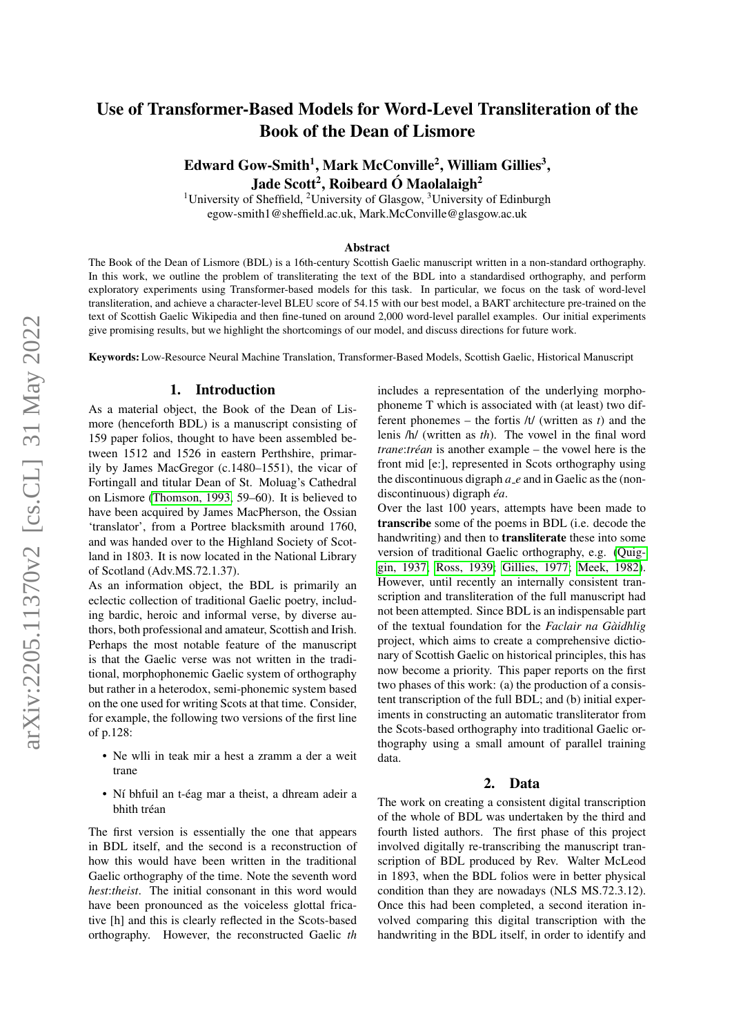# Use of Transformer-Based Models for Word-Level Transliteration of the Book of the Dean of Lismore

**Edward Gow-Smith[1], Mark McConville[2], William Gillies[3], Jade Scott[2], Roibeard Ó Maolalaigh[2]**

[1]University of Sheffield, [2]University of Glasgow, [3]University of Edinburgh
egow-smith1@sheffield.ac.uk, Mark.McConville@glasgow.ac.uk

### Abstract

The Book of the Dean of Lismore (BDL) is a 16th-century Scottish Gaelic manuscript written in a non-standard orthography. In this work, we outline the problem of transliterating the text of the BDL into a standardised orthography, and perform exploratory experiments using Transformer-based models for this task. In particular, we focus on the task of word-level transliteration, and achieve a character-level BLEU score of 54.15 with our best model, a BART architecture pre-trained on the text of Scottish Gaelic Wikipedia and then fine-tuned on around 2,000 word-level parallel examples. Our initial experiments give promising results, but we highlight the shortcomings of our model, and discuss directions for future work.

**Keywords:** Low-Resource Neural Machine Translation, Transformer-Based Models, Scottish Gaelic, Historical Manuscript

## 1. Introduction

As a material object, the Book of the Dean of Lismore (henceforth BDL) is a manuscript consisting of 159 paper folios, thought to have been assembled between 1512 and 1526 in eastern Perthshire, primarily by James MacGregor (c.1480–1551), the vicar of Fortingall and titular Dean of St. Moluag's Cathedral on Lismore (Thomson, 1993, 59–60). It is believed to have been acquired by James MacPherson, the Ossian 'translator', from a Portree blacksmith around 1760, and was handed over to the Highland Society of Scotland in 1803. It is now located in the National Library of Scotland (Adv.MS.72.1.37).

As an information object, the BDL is primarily an eclectic collection of traditional Gaelic poetry, including bardic, heroic and informal verse, by diverse authors, both professional and amateur, Scottish and Irish. Perhaps the most notable feature of the manuscript is that the Gaelic verse was not written in the traditional, morphophonemic Gaelic system of orthography but rather in a heterodox, semi-phonemic system based on the one used for writing Scots at that time. Consider, for example, the following two versions of the first line of p.128:

- Ne wlli in teak mir a hest a zramm a der a weit trane
- Ní bhfuil an t-éag mar a theist, a dhream adeir a bhith tréan

The first version is essentially the one that appears in BDL itself, and the second is a reconstruction of how this would have been written in the traditional Gaelic orthography of the time. Note the seventh word *hest*:*theist*. The initial consonant in this word would have been pronounced as the voiceless glottal fricative [h] and this is clearly reflected in the Scots-based orthography. However, the reconstructed Gaelic *th* includes a representation of the underlying morphophoneme T which is associated with (at least) two different phonemes – the fortis /t/ (written as *t*) and the lenis /h/ (written as *th*). The vowel in the final word *trane*:*tréan* is another example – the vowel here is the front mid [e:], represented in Scots orthography using the discontinuous digraph *a_e* and in Gaelic as the (non-discontinuous) digraph *éa*.

Over the last 100 years, attempts have been made to **transcribe** some of the poems in BDL (i.e. decode the handwriting) and then to **transliterate** these into some version of traditional Gaelic orthography, e.g. (Quiggin, 1937; Ross, 1939; Gillies, 1977; Meek, 1982). However, until recently an internally consistent transcription and transliteration of the full manuscript had not been attempted. Since BDL is an indispensable part of the textual foundation for the *Faclair na Gàidhlig* project, which aims to create a comprehensive dictionary of Scottish Gaelic on historical principles, this has now become a priority. This paper reports on the first two phases of this work: (a) the production of a consistent transcription of the full BDL; and (b) initial experiments in constructing an automatic transliterator from the Scots-based orthography into traditional Gaelic orthography using a small amount of parallel training data.

## 2. Data

The work on creating a consistent digital transcription of the whole of BDL was undertaken by the third and fourth listed authors. The first phase of this project involved digitally re-transcribing the manuscript transcription of BDL produced by Rev. Walter McLeod in 1893, when the BDL folios were in better physical condition than they are nowadays (NLS MS.72.3.12). Once this had been completed, a second iteration involved comparing this digital transcription with the handwriting in the BDL itself, in order to identify and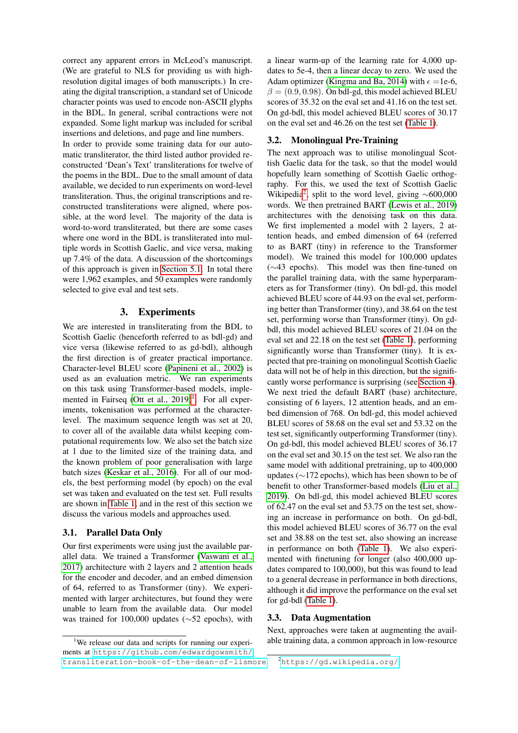correct any apparent errors in McLeod's manuscript. (We are grateful to NLS for providing us with high-resolution digital images of both manuscripts.) In creating the digital transcription, a standard set of Unicode character points was used to encode non-ASCII glyphs in the BDL. In general, scribal contractions were not expanded. Some light markup was included for scribal insertions and deletions, and page and line numbers.

In order to provide some training data for our automatic transliterator, the third listed author provided reconstructed 'Dean's Text' transliterations for twelve of the poems in the BDL. Due to the small amount of data available, we decided to run experiments on word-level transliteration. Thus, the original transcriptions and reconstructed transliterations were aligned, where possible, at the word level. The majority of the data is word-to-word transliterated, but there are some cases where one word in the BDL is transliterated into multiple words in Scottish Gaelic, and vice versa, making up 7.4% of the data. A discussion of the shortcomings of this approach is given in Section 5.1. In total there were 1,962 examples, and 50 examples were randomly selected to give eval and test sets.

## 3. Experiments

We are interested in transliterating from the BDL to Scottish Gaelic (henceforth referred to as bdl-gd) and vice versa (likewise referred to as gd-bdl), although the first direction is of greater practical importance. Character-level BLEU score (Papineni et al., 2002) is used as an evaluation metric. We ran experiments on this task using Transformer-based models, implemented in Fairseq (Ott et al., 2019)[1]. For all experiments, tokenisation was performed at the character-level. The maximum sequence length was set at 20, to cover all of the available data whilst keeping computational requirements low. We also set the batch size at 1 due to the limited size of the training data, and the known problem of poor generalisation with large batch sizes (Keskar et al., 2016). For all of our models, the best performing model (by epoch) on the eval set was taken and evaluated on the test set. Full results are shown in Table 1, and in the rest of this section we discuss the various models and approaches used.

### 3.1. Parallel Data Only

Our first experiments were using just the available parallel data. We trained a Transformer (Vaswani et al., 2017) architecture with 2 layers and 2 attention heads for the encoder and decoder, and an embed dimension of 64, referred to as Transformer (tiny). We experimented with larger architectures, but found they were unable to learn from the available data. Our model was trained for 100,000 updates (∼52 epochs), with a linear warm-up of the learning rate for 4,000 updates to 5e-4, then a linear decay to zero. We used the Adam optimizer (Kingma and Ba, 2014) with $\epsilon$ =1e-6, $\beta = (0.9, 0.98)$. On bdl-gd, this model achieved BLEU scores of 35.32 on the eval set and 41.16 on the test set. On gd-bdl, this model achieved BLEU scores of 30.17 on the eval set and 46.26 on the test set (Table 1).

### 3.2. Monolingual Pre-Training

The next approach was to utilise monolingual Scottish Gaelic data for the task, so that the model would hopefully learn something of Scottish Gaelic orthography. For this, we used the text of Scottish Gaelic Wikipedia[2], split to the word level, giving ∼600,000 words. We then pretrained BART (Lewis et al., 2019) architectures with the denoising task on this data. We first implemented a model with 2 layers, 2 attention heads, and embed dimension of 64 (referred to as BART (tiny) in reference to the Transformer model). We trained this model for 100,000 updates (∼43 epochs). This model was then fine-tuned on the parallel training data, with the same hyperparameters as for Transformer (tiny). On bdl-gd, this model achieved BLEU score of 44.93 on the eval set, performing better than Transformer (tiny), and 38.64 on the test set, performing worse than Transformer (tiny). On gd-bdl, this model achieved BLEU scores of 21.04 on the eval set and 22.18 on the test set (Table 1), performing significantly worse than Transformer (tiny). It is expected that pre-training on monolingual Scottish Gaelic data will not be of help in this direction, but the significantly worse performance is surprising (see Section 4).

We next tried the default BART (base) architecture, consisting of 6 layers, 12 attention heads, and an embed dimension of 768. On bdl-gd, this model achieved BLEU scores of 58.68 on the eval set and 53.32 on the test set, significantly outperforming Transformer (tiny). On gd-bdl, this model achieved BLEU scores of 36.17 on the eval set and 30.15 on the test set. We also ran the same model with additional pretraining, up to 400,000 updates (∼172 epochs), which has been shown to be of benefit to other Transformer-based models (Liu et al., 2019). On bdl-gd, this model achieved BLEU scores of 62.47 on the eval set and 53.75 on the test set, showing an increase in performance on both. On gd-bdl, this model achieved BLEU scores of 36.77 on the eval set and 38.88 on the test set, also showing an increase in performance on both (Table 1). We also experimented with finetuning for longer (also 400,000 updates compared to 100,000), but this was found to lead to a general decrease in performance in both directions, although it did improve the performance on the eval set for gd-bdl (Table 1).

### 3.3. Data Augmentation

Next, approaches were taken at augmenting the available training data, a common approach in low-resource

[1] We release our data and scripts for running our experiments at https://github.com/edwardgowsmith/transliteration-book-of-the-dean-of-lismore.

[2] https://gd.wikipedia.org/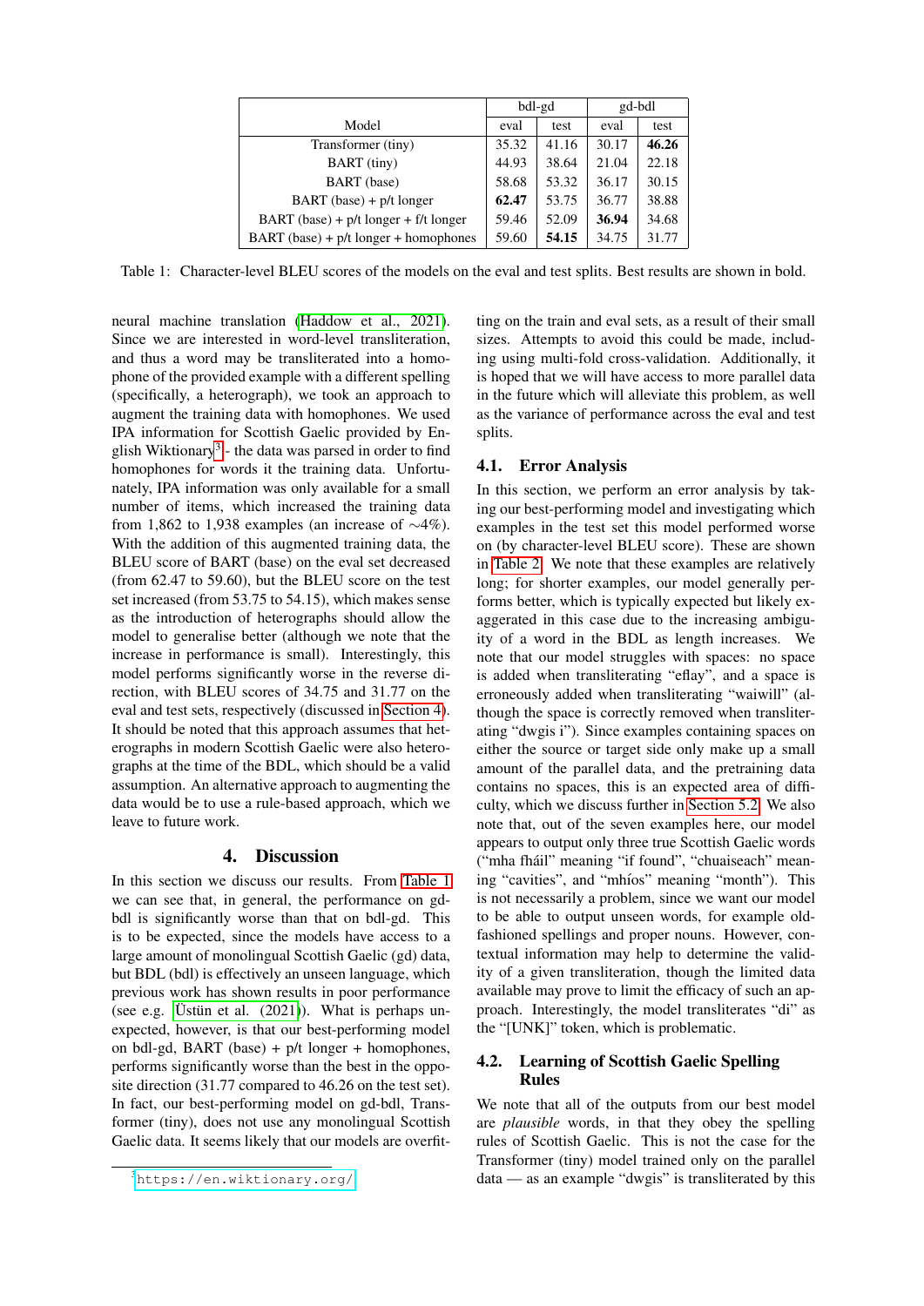| Model | bdl-gd | | gd-bdl | |
|---|---|---|---|---|
| | eval | test | eval | test |
| Transformer (tiny) | 35.32 | 41.16 | 30.17 | **46.26** |
| BART (tiny) | 44.93 | 38.64 | 21.04 | 22.18 |
| BART (base) | 58.68 | 53.32 | 36.17 | 30.15 |
| BART (base) + p/t longer | **62.47** | 53.75 | 36.77 | 38.88 |
| BART (base) + p/t longer + f/t longer | 59.46 | 52.09 | **36.94** | 34.68 |
| BART (base) + p/t longer + homophones | 59.60 | **54.15** | 34.75 | 31.77 |

Table 1: Character-level BLEU scores of the models on the eval and test splits. Best results are shown in bold.

neural machine translation (Haddow et al., 2021). Since we are interested in word-level transliteration, and thus a word may be transliterated into a homophone of the provided example with a different spelling (specifically, a heterograph), we took an approach to augment the training data with homophones. We used IPA information for Scottish Gaelic provided by English Wiktionary[3] - the data was parsed in order to find homophones for words in the training data. Unfortunately, IPA information was only available for a small number of items, which increased the training data from 1,862 to 1,938 examples (an increase of ∼4%). With the addition of this augmented training data, the BLEU score of BART (base) on the eval set decreased (from 62.47 to 59.60), but the BLEU score on the test set increased (from 53.75 to 54.15), which makes sense as the introduction of heterographs should allow the model to generalise better (although we note that the increase in performance is small). Interestingly, this model performs significantly worse in the reverse direction, with BLEU scores of 34.75 and 31.77 on the eval and test sets, respectively (discussed in Section 4). It should be noted that this approach assumes that heterographs in modern Scottish Gaelic were also heterographs at the time of the BDL, which should be a valid assumption. An alternative approach to augmenting the data would be to use a rule-based approach, which we leave to future work.

## 4. Discussion

In this section we discuss our results. From Table 1 we can see that, in general, the performance on gd-bdl is significantly worse than that on bdl-gd. This is to be expected, since the models have access to a large amount of monolingual Scottish Gaelic (gd) data, but BDL (bdl) is effectively an unseen language, which previous work has shown results in poor performance (see e.g. Üstün et al. (2021)). What is perhaps unexpected, however, is that our best-performing model on bdl-gd, BART (base) + p/t longer + homophones, performs significantly worse than the best in the opposite direction (31.77 compared to 46.26 on the test set). In fact, our best-performing model on gd-bdl, Transformer (tiny), does not use any monolingual Scottish Gaelic data. It seems likely that our models are overfitting on the train and eval sets, as a result of their small sizes. Attempts to avoid this could be made, including using multi-fold cross-validation. Additionally, it is hoped that we will have access to more parallel data in the future which will alleviate this problem, as well as the variance of performance across the eval and test splits.

### 4.1. Error Analysis

In this section, we perform an error analysis by taking our best-performing model and investigating which examples in the test set this model performed worse on (by character-level BLEU score). These are shown in Table 2. We note that these examples are relatively long; for shorter examples, our model generally performs better, which is typically expected but likely exaggerated in this case due to the increasing ambiguity of a word in the BDL as length increases. We note that our model struggles with spaces: no space is added when transliterating "eflay", and a space is erroneously added when transliterating "waiwill" (although the space is correctly removed when transliterating "dwgis i"). Since examples containing spaces on either the source or target side only make up a small amount of the parallel data, and the pretraining data contains no spaces, this is an expected area of difficulty, which we discuss further in Section 5.2. We also note that, out of the seven examples here, our model appears to output only three true Scottish Gaelic words ("mha fháil" meaning "if found", "chuaiseach" meaning "cavities", and "mhíos" meaning "month"). This is not necessarily a problem, since we want our model to be able to output unseen words, for example old-fashioned spellings and proper nouns. However, contextual information may help to determine the validity of a given transliteration, though the limited data available may prove to limit the efficacy of such an approach. Interestingly, the model transliterates "di" as the "[UNK]" token, which is problematic.

### 4.2. Learning of Scottish Gaelic Spelling Rules

We note that all of the outputs from our best model are *plausible* words, in that they obey the spelling rules of Scottish Gaelic. This is not the case for the Transformer (tiny) model trained only on the parallel data — as an example "dwgis" is transliterated by this

[3] https://en.wiktionary.org/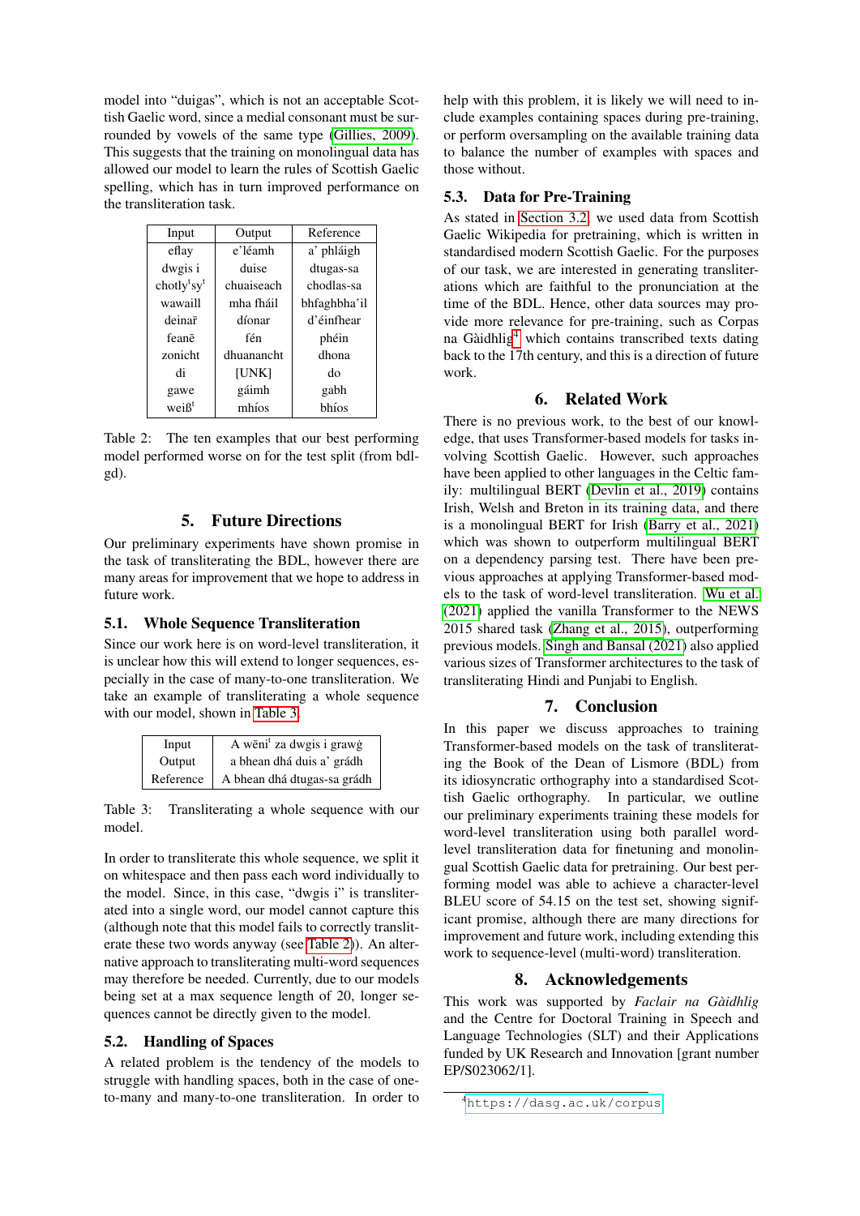model into “duigas”, which is not an acceptable Scottish Gaelic word, since a medial consonant must be surrounded by vowels of the same type (Gillies, 2009). This suggests that the training on monolingual data has allowed our model to learn the rules of Scottish Gaelic spelling, which has in turn improved performance on the transliteration task.

| Input | Output | Reference |
|---|---|---|
| eflay | e'léamh | a' phláigh |
| dwgis i | duise | dtugas-sa |
| chotly'sy' | chuaiseach | chodlas-sa |
| wawaill | mha fháil | bhfaghbha'il |
| deinar̄ | díonar | d'éinfhear |
| feanē | fén | phéin |
| zonicht | dhuananchṫ | dhona |
| di | [UNK] | do |
| gawe | gáimh | gabh |
| weiß' | mhíos | bhíos |

Table 2: The ten examples that our best performing model performed worse on for the test split (from bdl-gd).

## 5. Future Directions

Our preliminary experiments have shown promise in the task of transliterating the BDL, however there are many areas for improvement that we hope to address in future work.

### 5.1. Whole Sequence Transliteration

Since our work here is on word-level transliteration, it is unclear how this will extend to longer sequences, especially in the case of many-to-one transliteration. We take an example of transliterating a whole sequence with our model, shown in Table 3.

| | |
|---|---|
| Input | A wēni' za dwgis i grawġ |
| Output | a bhean dhá duis a' grádh |
| Reference | A bhean dhá dtugas-sa grádh |

Table 3: Transliterating a whole sequence with our model.

In order to transliterate this whole sequence, we split it on whitespace and then pass each word individually to the model. Since, in this case, “dwgis i” is transliterated into a single word, our model cannot capture this (although note that this model fails to correctly transliterate these two words anyway (see Table 2)). An alternative approach to transliterating multi-word sequences may therefore be needed. Currently, due to our models being set at a max sequence length of 20, longer sequences cannot be directly given to the model.

### 5.2. Handling of Spaces

A related problem is the tendency of the models to struggle with handling spaces, both in the case of one-to-many and many-to-one transliteration. In order to help with this problem, it is likely we will need to include examples containing spaces during pre-training, or perform oversampling on the available training data to balance the number of examples with spaces and those without.

### 5.3. Data for Pre-Training

As stated in Section 3.2, we used data from Scottish Gaelic Wikipedia for pretraining, which is written in standardised modern Scottish Gaelic. For the purposes of our task, we are interested in generating transliterations which are faithful to the pronunciation at the time of the BDL. Hence, other data sources may provide more relevance for pre-training, such as Corpas na Gàidhlig[4] which contains transcribed texts dating back to the 17th century, and this is a direction of future work.

## 6. Related Work

There is no previous work, to the best of our knowledge, that uses Transformer-based models for tasks involving Scottish Gaelic. However, such approaches have been applied to other languages in the Celtic family: multilingual BERT (Devlin et al., 2019) contains Irish, Welsh and Breton in its training data, and there is a monolingual BERT for Irish (Barry et al., 2021) which was shown to outperform multilingual BERT on a dependency parsing test. There have been previous approaches at applying Transformer-based models to the task of word-level transliteration. Wu et al. (2021) applied the vanilla Transformer to the NEWS 2015 shared task (Zhang et al., 2015), outperforming previous models. Singh and Bansal (2021) also applied various sizes of Transformer architectures to the task of transliterating Hindi and Punjabi to English.

## 7. Conclusion

In this paper we discuss approaches to training Transformer-based models on the task of transliterating the Book of the Dean of Lismore (BDL) from its idiosyncratic orthography into a standardised Scottish Gaelic orthography. In particular, we outline our preliminary experiments training these models for word-level transliteration using both parallel word-level transliteration data for finetuning and monolingual Scottish Gaelic data for pretraining. Our best performing model was able to achieve a character-level BLEU score of 54.15 on the test set, showing significant promise, although there are many directions for improvement and future work, including extending this work to sequence-level (multi-word) transliteration.

## 8. Acknowledgements

This work was supported by *Faclair na Gàidhlig* and the Centre for Doctoral Training in Speech and Language Technologies (SLT) and their Applications funded by UK Research and Innovation [grant number EP/S023062/1].

[4] https://dasg.ac.uk/corpus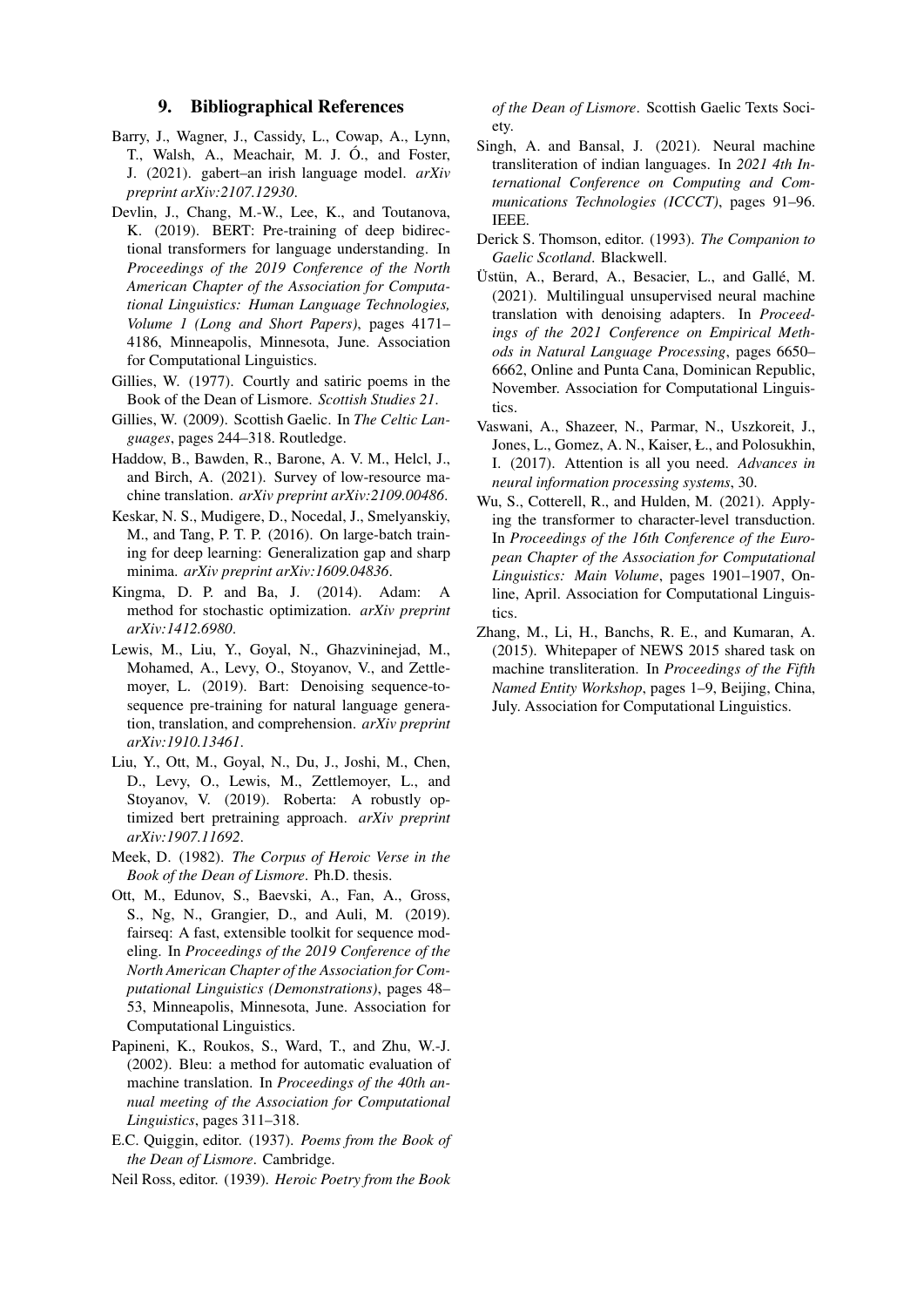## 9. Bibliographical References

Barry, J., Wagner, J., Cassidy, L., Cowap, A., Lynn, T., Walsh, A., Meachair, M. J. Ó., and Foster, J. (2021). gabert–an irish language model. *arXiv preprint arXiv:2107.12930*.

Devlin, J., Chang, M.-W., Lee, K., and Toutanova, K. (2019). BERT: Pre-training of deep bidirectional transformers for language understanding. In *Proceedings of the 2019 Conference of the North American Chapter of the Association for Computational Linguistics: Human Language Technologies, Volume 1 (Long and Short Papers)*, pages 4171–4186, Minneapolis, Minnesota, June. Association for Computational Linguistics.

Gillies, W. (1977). Courtly and satiric poems in the Book of the Dean of Lismore. *Scottish Studies 21*.

Gillies, W. (2009). Scottish Gaelic. In *The Celtic Languages*, pages 244–318. Routledge.

Haddow, B., Bawden, R., Barone, A. V. M., Helcl, J., and Birch, A. (2021). Survey of low-resource machine translation. *arXiv preprint arXiv:2109.00486*.

Keskar, N. S., Mudigere, D., Nocedal, J., Smelyanskiy, M., and Tang, P. T. P. (2016). On large-batch training for deep learning: Generalization gap and sharp minima. *arXiv preprint arXiv:1609.04836*.

Kingma, D. P. and Ba, J. (2014). Adam: A method for stochastic optimization. *arXiv preprint arXiv:1412.6980*.

Lewis, M., Liu, Y., Goyal, N., Ghazvininejad, M., Mohamed, A., Levy, O., Stoyanov, V., and Zettlemoyer, L. (2019). Bart: Denoising sequence-to-sequence pre-training for natural language generation, translation, and comprehension. *arXiv preprint arXiv:1910.13461*.

Liu, Y., Ott, M., Goyal, N., Du, J., Joshi, M., Chen, D., Levy, O., Lewis, M., Zettlemoyer, L., and Stoyanov, V. (2019). Roberta: A robustly optimized bert pretraining approach. *arXiv preprint arXiv:1907.11692*.

Meek, D. (1982). *The Corpus of Heroic Verse in the Book of the Dean of Lismore*. Ph.D. thesis.

Ott, M., Edunov, S., Baevski, A., Fan, A., Gross, S., Ng, N., Grangier, D., and Auli, M. (2019). fairseq: A fast, extensible toolkit for sequence modeling. In *Proceedings of the 2019 Conference of the North American Chapter of the Association for Computational Linguistics (Demonstrations)*, pages 48–53, Minneapolis, Minnesota, June. Association for Computational Linguistics.

Papineni, K., Roukos, S., Ward, T., and Zhu, W.-J. (2002). Bleu: a method for automatic evaluation of machine translation. In *Proceedings of the 40th annual meeting of the Association for Computational Linguistics*, pages 311–318.

E.C. Quiggin, editor. (1937). *Poems from the Book of the Dean of Lismore*. Cambridge.

Neil Ross, editor. (1939). *Heroic Poetry from the Book of the Dean of Lismore*. Scottish Gaelic Texts Society.

Singh, A. and Bansal, J. (2021). Neural machine transliteration of indian languages. In *2021 4th International Conference on Computing and Communications Technologies (ICCCT)*, pages 91–96. IEEE.

Derick S. Thomson, editor. (1993). *The Companion to Gaelic Scotland*. Blackwell.

Üstün, A., Berard, A., Besacier, L., and Gallé, M. (2021). Multilingual unsupervised neural machine translation with denoising adapters. In *Proceedings of the 2021 Conference on Empirical Methods in Natural Language Processing*, pages 6650–6662, Online and Punta Cana, Dominican Republic, November. Association for Computational Linguistics.

Vaswani, A., Shazeer, N., Parmar, N., Uszkoreit, J., Jones, L., Gomez, A. N., Kaiser, Ł., and Polosukhin, I. (2017). Attention is all you need. *Advances in neural information processing systems*, 30.

Wu, S., Cotterell, R., and Hulden, M. (2021). Applying the transformer to character-level transduction. In *Proceedings of the 16th Conference of the European Chapter of the Association for Computational Linguistics: Main Volume*, pages 1901–1907, Online, April. Association for Computational Linguistics.

Zhang, M., Li, H., Banchs, R. E., and Kumaran, A. (2015). Whitepaper of NEWS 2015 shared task on machine transliteration. In *Proceedings of the Fifth Named Entity Workshop*, pages 1–9, Beijing, China, July. Association for Computational Linguistics.